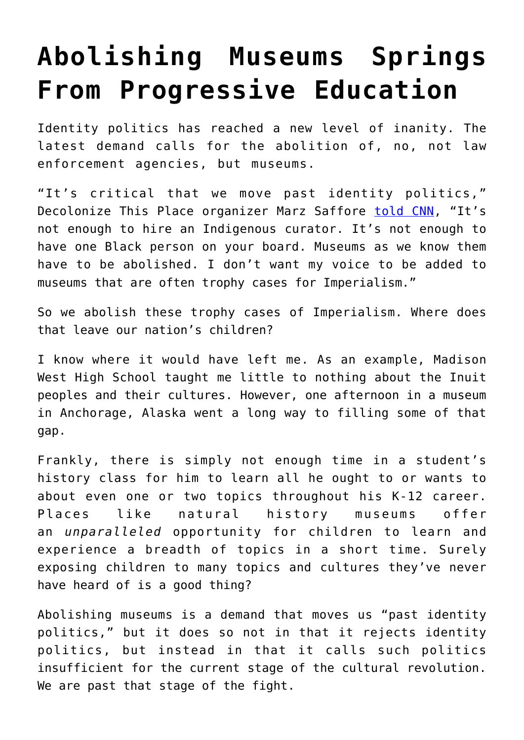# Abolishing Museums Springs From Progressive Education

Identity politics has reached a new level of inanity. The latest demand calls for the abolition of, no, not law enforcement agencies, but museums.

"It's critical that we move past identity politics," Decolonize This Place organizer Marz Saffore [told CNN](), "It's not enough to hire an Indigenous curator. It's not enough to have one Black person on your board. Museums as we know them have to be abolished. I don't want my voice to be added to museums that are often trophy cases for Imperialism."

So we abolish these trophy cases of Imperialism. Where does that leave our nation's children?

I know where it would have left me. As an example, Madison West High School taught me little to nothing about the Inuit peoples and their cultures. However, one afternoon in a museum in Anchorage, Alaska went a long way to filling some of that gap.

Frankly, there is simply not enough time in a student's history class for him to learn all he ought to or wants to about even one or two topics throughout his K-12 career. Places like natural history museums offer an *unparalleled* opportunity for children to learn and experience a breadth of topics in a short time. Surely exposing children to many topics and cultures they've never have heard of is a good thing?

Abolishing museums is a demand that moves us "past identity politics," but it does so not in that it rejects identity politics, but instead in that it calls such politics insufficient for the current stage of the cultural revolution. We are past that stage of the fight.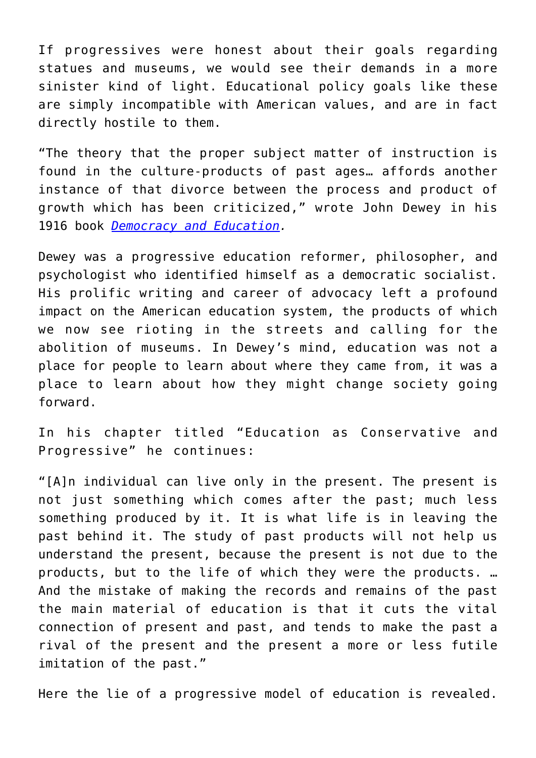If progressives were honest about their goals regarding statues and museums, we would see their demands in a more sinister kind of light. Educational policy goals like these are simply incompatible with American values, and are in fact directly hostile to them.

"The theory that the proper subject matter of instruction is found in the culture-products of past ages… affords another instance of that divorce between the process and product of growth which has been criticized," wrote John Dewey in his 1916 book *Democracy and Education*.

Dewey was a progressive education reformer, philosopher, and psychologist who identified himself as a democratic socialist. His prolific writing and career of advocacy left a profound impact on the American education system, the products of which we now see rioting in the streets and calling for the abolition of museums. In Dewey's mind, education was not a place for people to learn about where they came from, it was a place to learn about how they might change society going forward.

In his chapter titled "Education as Conservative and Progressive" he continues:

"[A]n individual can live only in the present. The present is not just something which comes after the past; much less something produced by it. It is what life is in leaving the past behind it. The study of past products will not help us understand the present, because the present is not due to the products, but to the life of which they were the products. … And the mistake of making the records and remains of the past the main material of education is that it cuts the vital connection of present and past, and tends to make the past a rival of the present and the present a more or less futile imitation of the past."

Here the lie of a progressive model of education is revealed.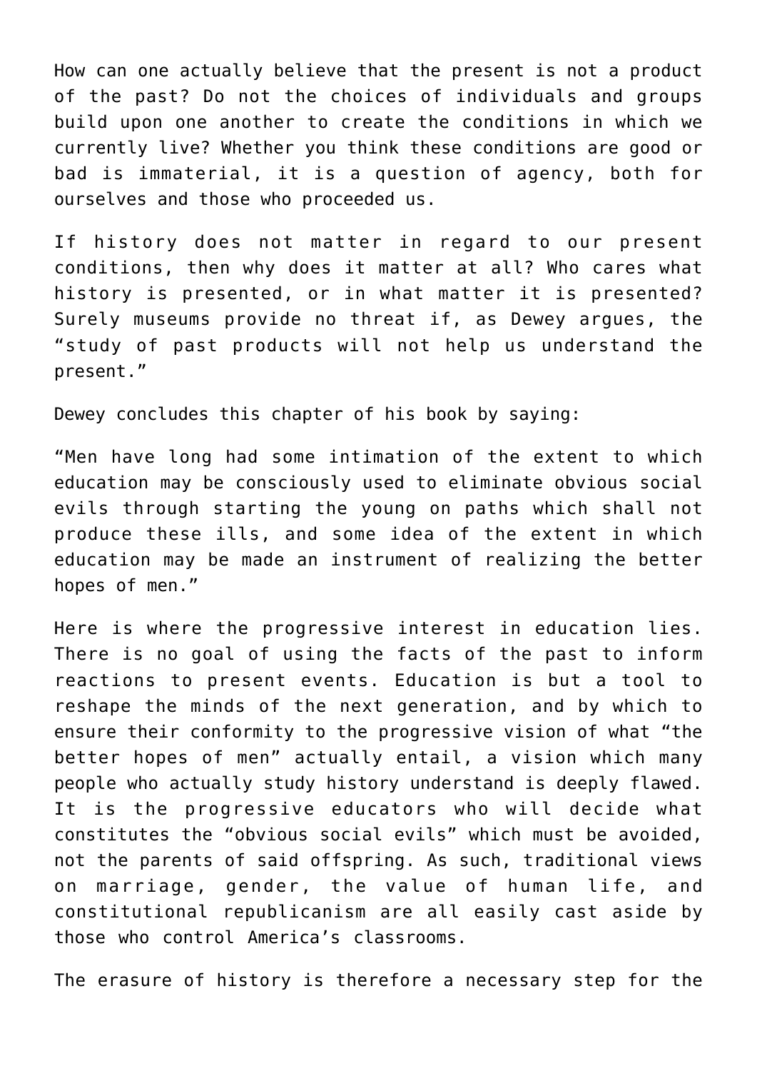How can one actually believe that the present is not a product of the past? Do not the choices of individuals and groups build upon one another to create the conditions in which we currently live? Whether you think these conditions are good or bad is immaterial, it is a question of agency, both for ourselves and those who proceeded us.

If history does not matter in regard to our present conditions, then why does it matter at all? Who cares what history is presented, or in what matter it is presented? Surely museums provide no threat if, as Dewey argues, the "study of past products will not help us understand the present."

Dewey concludes this chapter of his book by saying:

"Men have long had some intimation of the extent to which education may be consciously used to eliminate obvious social evils through starting the young on paths which shall not produce these ills, and some idea of the extent in which education may be made an instrument of realizing the better hopes of men."

Here is where the progressive interest in education lies. There is no goal of using the facts of the past to inform reactions to present events. Education is but a tool to reshape the minds of the next generation, and by which to ensure their conformity to the progressive vision of what "the better hopes of men" actually entail, a vision which many people who actually study history understand is deeply flawed. It is the progressive educators who will decide what constitutes the "obvious social evils" which must be avoided, not the parents of said offspring. As such, traditional views on marriage, gender, the value of human life, and constitutional republicanism are all easily cast aside by those who control America's classrooms.

The erasure of history is therefore a necessary step for the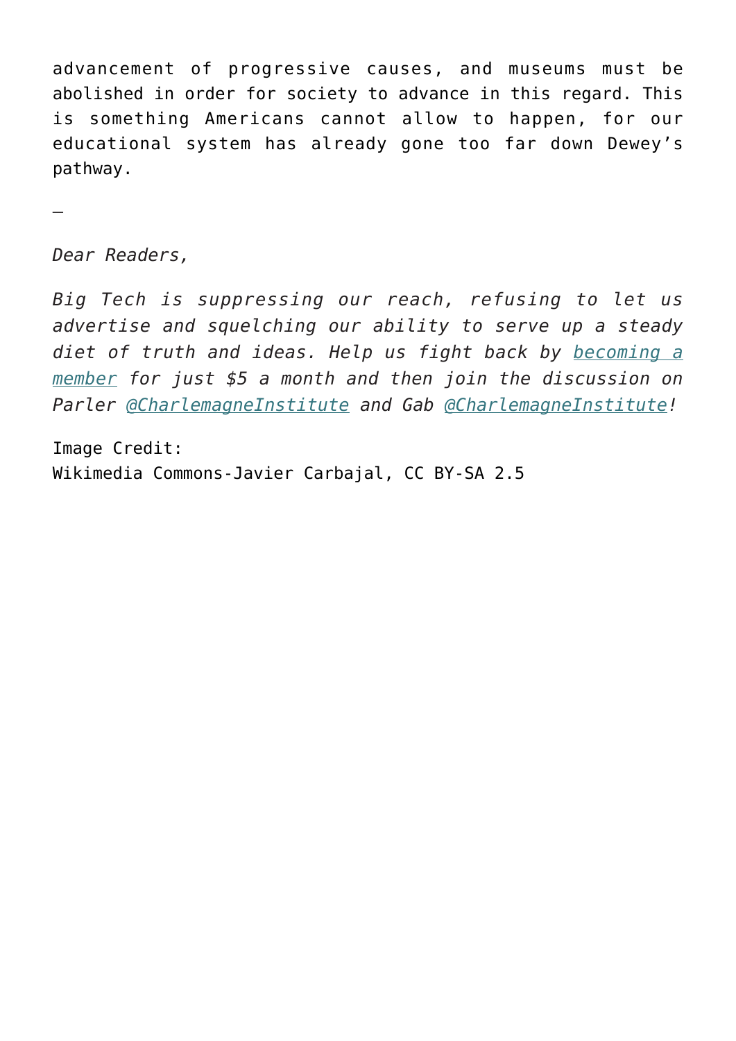advancement of progressive causes, and museums must be abolished in order for society to advance in this regard. This is something Americans cannot allow to happen, for our educational system has already gone too far down Dewey's pathway.

—

*Dear Readers,*

*Big Tech is suppressing our reach, refusing to let us advertise and squelching our ability to serve up a steady diet of truth and ideas. Help us fight back by becoming a member for just $5 a month and then join the discussion on Parler @CharlemagneInstitute and Gab @CharlemagneInstitute!*

Image Credit:
Wikimedia Commons-Javier Carbajal, CC BY-SA 2.5